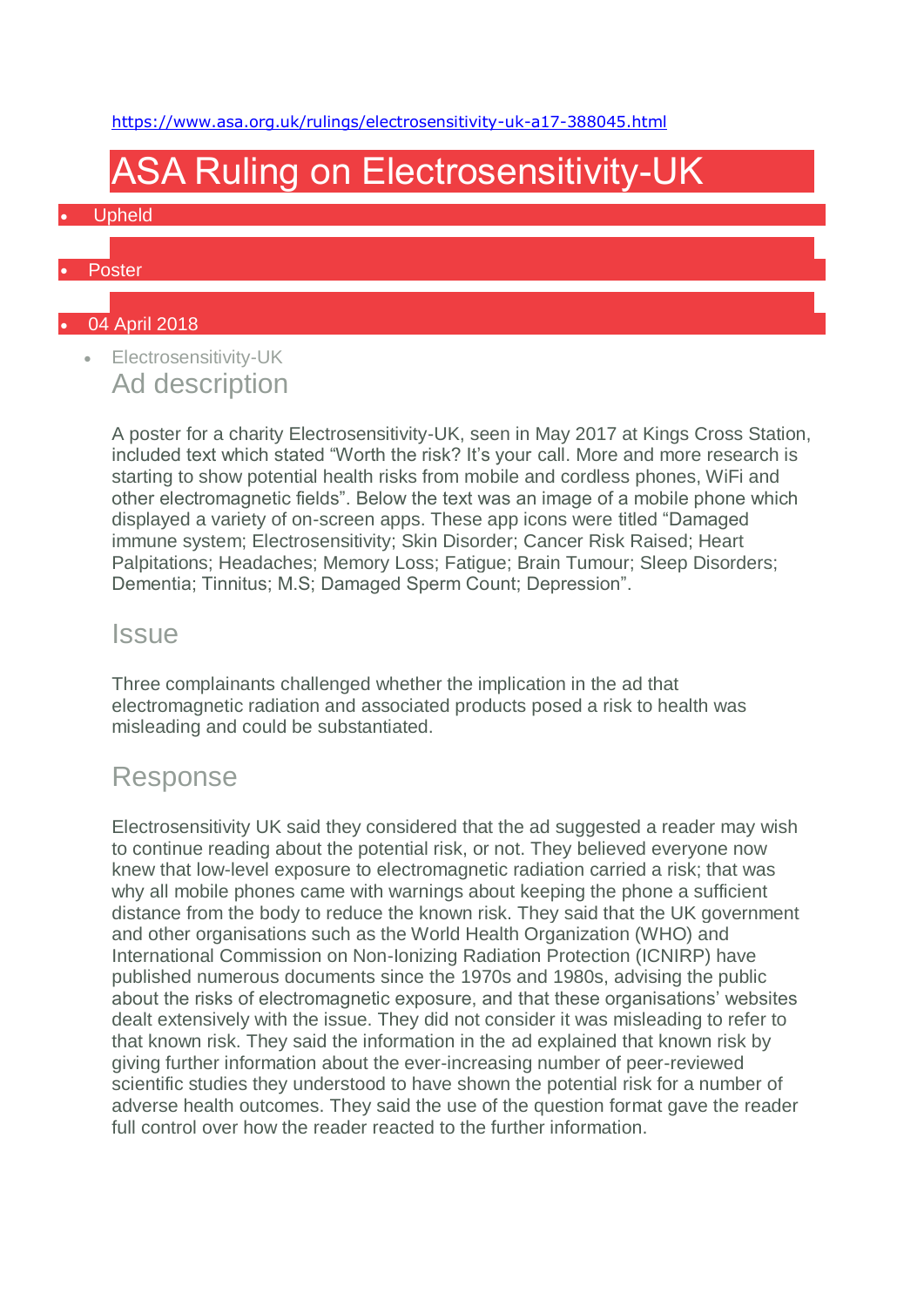https://www.asa.org.uk/rulings/electrosensitivity-uk-a17-388045.html

# ASA Ruling on Electrosensitivity-UK

- Upheld
- Poster
- 04 April 2018
- Electrosensitivity-UK

## Ad description

A poster for a charity Electrosensitivity-UK, seen in May 2017 at Kings Cross Station, included text which stated "Worth the risk? It's your call. More and more research is starting to show potential health risks from mobile and cordless phones, WiFi and other electromagnetic fields". Below the text was an image of a mobile phone which displayed a variety of on-screen apps. These app icons were titled "Damaged immune system; Electrosensitivity; Skin Disorder; Cancer Risk Raised; Heart Palpitations; Headaches; Memory Loss; Fatigue; Brain Tumour; Sleep Disorders; Dementia; Tinnitus; M.S; Damaged Sperm Count; Depression".

## Issue

Three complainants challenged whether the implication in the ad that electromagnetic radiation and associated products posed a risk to health was misleading and could be substantiated.

## Response

Electrosensitivity UK said they considered that the ad suggested a reader may wish to continue reading about the potential risk, or not. They believed everyone now knew that low-level exposure to electromagnetic radiation carried a risk; that was why all mobile phones came with warnings about keeping the phone a sufficient distance from the body to reduce the known risk. They said that the UK government and other organisations such as the World Health Organization (WHO) and International Commission on Non-Ionizing Radiation Protection (ICNIRP) have published numerous documents since the 1970s and 1980s, advising the public about the risks of electromagnetic exposure, and that these organisations' websites dealt extensively with the issue. They did not consider it was misleading to refer to that known risk. They said the information in the ad explained that known risk by giving further information about the ever-increasing number of peer-reviewed scientific studies they understood to have shown the potential risk for a number of adverse health outcomes. They said the use of the question format gave the reader full control over how the reader reacted to the further information.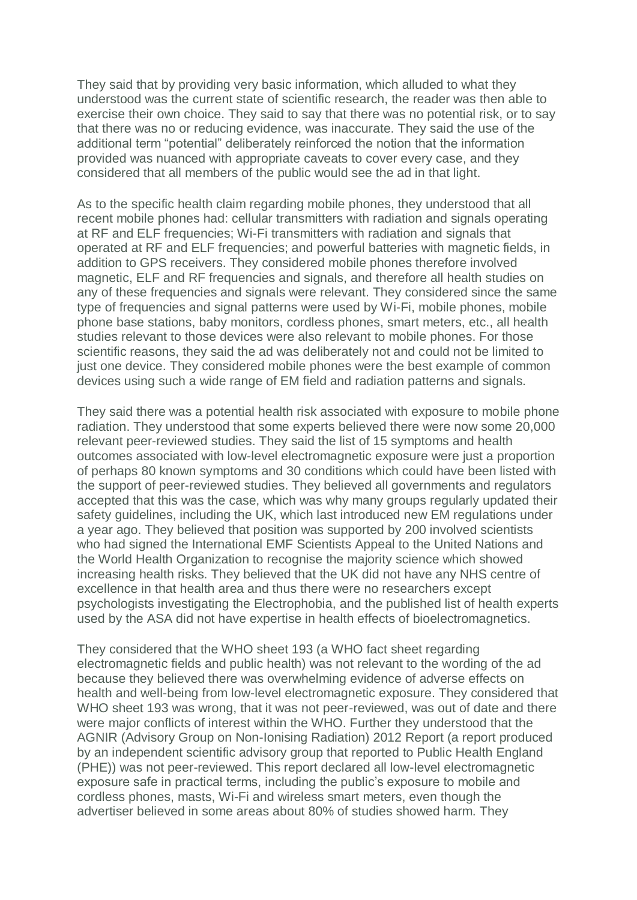They said that by providing very basic information, which alluded to what they understood was the current state of scientific research, the reader was then able to exercise their own choice. They said to say that there was no potential risk, or to say that there was no or reducing evidence, was inaccurate. They said the use of the additional term "potential" deliberately reinforced the notion that the information provided was nuanced with appropriate caveats to cover every case, and they considered that all members of the public would see the ad in that light.

As to the specific health claim regarding mobile phones, they understood that all recent mobile phones had: cellular transmitters with radiation and signals operating at RF and ELF frequencies; Wi-Fi transmitters with radiation and signals that operated at RF and ELF frequencies; and powerful batteries with magnetic fields, in addition to GPS receivers. They considered mobile phones therefore involved magnetic, ELF and RF frequencies and signals, and therefore all health studies on any of these frequencies and signals were relevant. They considered since the same type of frequencies and signal patterns were used by Wi-Fi, mobile phones, mobile phone base stations, baby monitors, cordless phones, smart meters, etc., all health studies relevant to those devices were also relevant to mobile phones. For those scientific reasons, they said the ad was deliberately not and could not be limited to just one device. They considered mobile phones were the best example of common devices using such a wide range of EM field and radiation patterns and signals.

They said there was a potential health risk associated with exposure to mobile phone radiation. They understood that some experts believed there were now some 20,000 relevant peer-reviewed studies. They said the list of 15 symptoms and health outcomes associated with low-level electromagnetic exposure were just a proportion of perhaps 80 known symptoms and 30 conditions which could have been listed with the support of peer-reviewed studies. They believed all governments and regulators accepted that this was the case, which was why many groups regularly updated their safety guidelines, including the UK, which last introduced new EM regulations under a year ago. They believed that position was supported by 200 involved scientists who had signed the International EMF Scientists Appeal to the United Nations and the World Health Organization to recognise the majority science which showed increasing health risks. They believed that the UK did not have any NHS centre of excellence in that health area and thus there were no researchers except psychologists investigating the Electrophobia, and the published list of health experts used by the ASA did not have expertise in health effects of bioelectromagnetics.

They considered that the WHO sheet 193 (a WHO fact sheet regarding electromagnetic fields and public health) was not relevant to the wording of the ad because they believed there was overwhelming evidence of adverse effects on health and well-being from low-level electromagnetic exposure. They considered that WHO sheet 193 was wrong, that it was not peer-reviewed, was out of date and there were major conflicts of interest within the WHO. Further they understood that the AGNIR (Advisory Group on Non-Ionising Radiation) 2012 Report (a report produced by an independent scientific advisory group that reported to Public Health England (PHE)) was not peer-reviewed. This report declared all low-level electromagnetic exposure safe in practical terms, including the public's exposure to mobile and cordless phones, masts, Wi-Fi and wireless smart meters, even though the advertiser believed in some areas about 80% of studies showed harm. They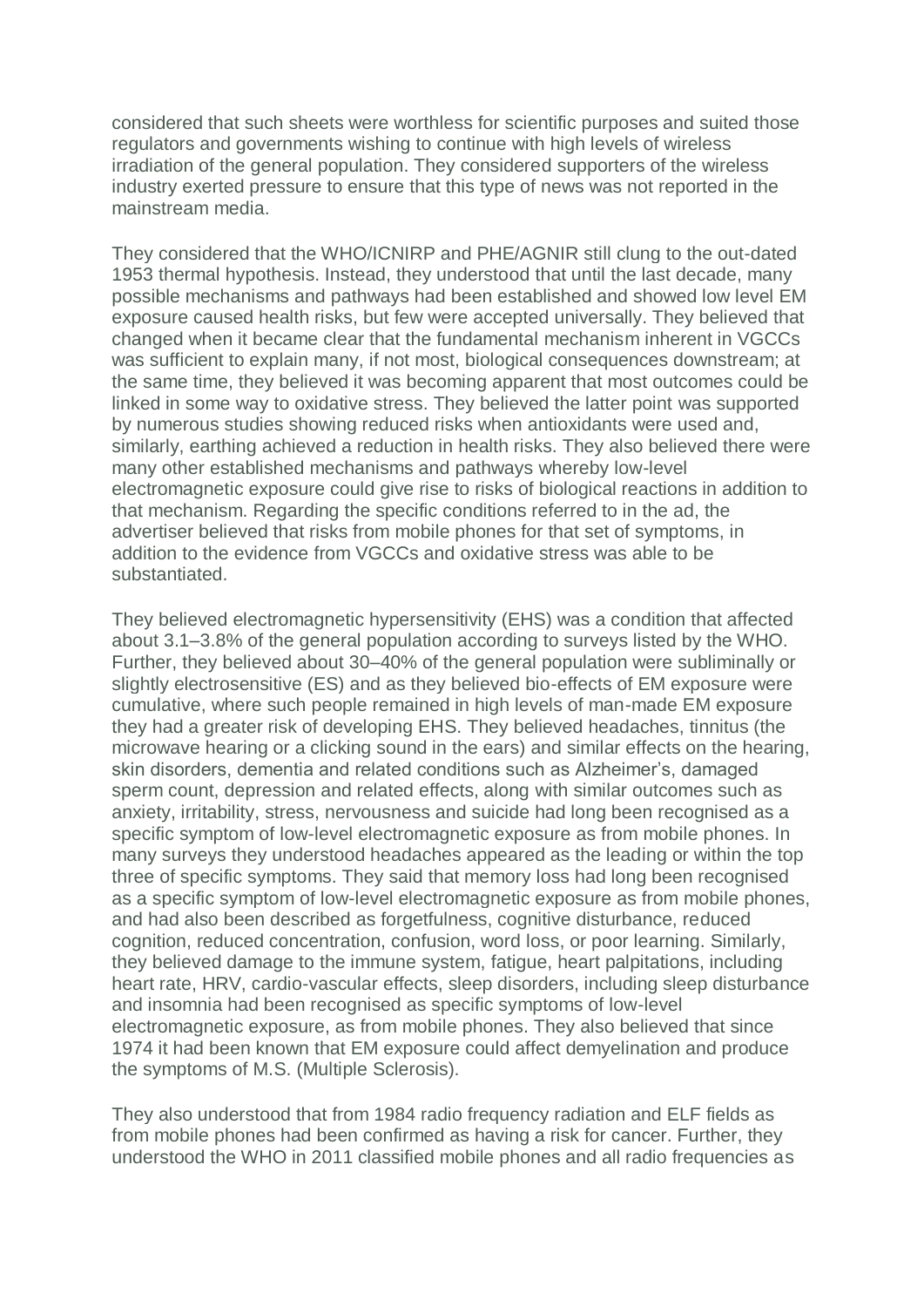considered that such sheets were worthless for scientific purposes and suited those regulators and governments wishing to continue with high levels of wireless irradiation of the general population. They considered supporters of the wireless industry exerted pressure to ensure that this type of news was not reported in the mainstream media.

They considered that the WHO/ICNIRP and PHE/AGNIR still clung to the out-dated 1953 thermal hypothesis. Instead, they understood that until the last decade, many possible mechanisms and pathways had been established and showed low level EM exposure caused health risks, but few were accepted universally. They believed that changed when it became clear that the fundamental mechanism inherent in VGCCs was sufficient to explain many, if not most, biological consequences downstream; at the same time, they believed it was becoming apparent that most outcomes could be linked in some way to oxidative stress. They believed the latter point was supported by numerous studies showing reduced risks when antioxidants were used and, similarly, earthing achieved a reduction in health risks. They also believed there were many other established mechanisms and pathways whereby low-level electromagnetic exposure could give rise to risks of biological reactions in addition to that mechanism. Regarding the specific conditions referred to in the ad, the advertiser believed that risks from mobile phones for that set of symptoms, in addition to the evidence from VGCCs and oxidative stress was able to be substantiated.

They believed electromagnetic hypersensitivity (EHS) was a condition that affected about 3.1–3.8% of the general population according to surveys listed by the WHO. Further, they believed about 30–40% of the general population were subliminally or slightly electrosensitive (ES) and as they believed bio-effects of EM exposure were cumulative, where such people remained in high levels of man-made EM exposure they had a greater risk of developing EHS. They believed headaches, tinnitus (the microwave hearing or a clicking sound in the ears) and similar effects on the hearing, skin disorders, dementia and related conditions such as Alzheimer's, damaged sperm count, depression and related effects, along with similar outcomes such as anxiety, irritability, stress, nervousness and suicide had long been recognised as a specific symptom of low-level electromagnetic exposure as from mobile phones. In many surveys they understood headaches appeared as the leading or within the top three of specific symptoms. They said that memory loss had long been recognised as a specific symptom of low-level electromagnetic exposure as from mobile phones, and had also been described as forgetfulness, cognitive disturbance, reduced cognition, reduced concentration, confusion, word loss, or poor learning. Similarly, they believed damage to the immune system, fatigue, heart palpitations, including heart rate, HRV, cardio-vascular effects, sleep disorders, including sleep disturbance and insomnia had been recognised as specific symptoms of low-level electromagnetic exposure, as from mobile phones. They also believed that since 1974 it had been known that EM exposure could affect demyelination and produce the symptoms of M.S. (Multiple Sclerosis).

They also understood that from 1984 radio frequency radiation and ELF fields as from mobile phones had been confirmed as having a risk for cancer. Further, they understood the WHO in 2011 classified mobile phones and all radio frequencies as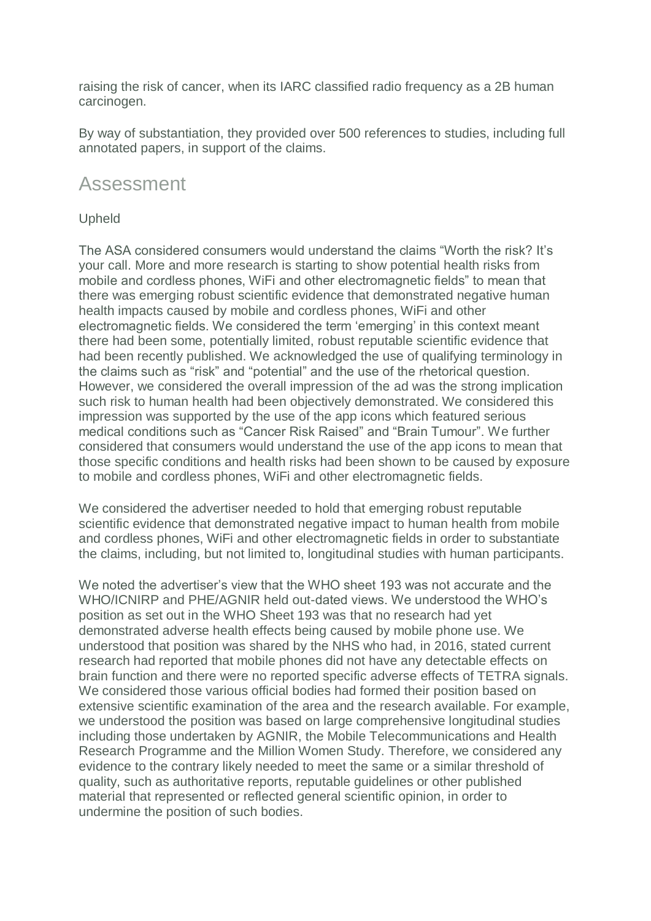raising the risk of cancer, when its IARC classified radio frequency as a 2B human carcinogen.

By way of substantiation, they provided over 500 references to studies, including full annotated papers, in support of the claims.

## Assessment

Upheld

The ASA considered consumers would understand the claims "Worth the risk? It's your call. More and more research is starting to show potential health risks from mobile and cordless phones, WiFi and other electromagnetic fields" to mean that there was emerging robust scientific evidence that demonstrated negative human health impacts caused by mobile and cordless phones, WiFi and other electromagnetic fields. We considered the term 'emerging' in this context meant there had been some, potentially limited, robust reputable scientific evidence that had been recently published. We acknowledged the use of qualifying terminology in the claims such as "risk" and "potential" and the use of the rhetorical question. However, we considered the overall impression of the ad was the strong implication such risk to human health had been objectively demonstrated. We considered this impression was supported by the use of the app icons which featured serious medical conditions such as "Cancer Risk Raised" and "Brain Tumour". We further considered that consumers would understand the use of the app icons to mean that those specific conditions and health risks had been shown to be caused by exposure to mobile and cordless phones, WiFi and other electromagnetic fields.

We considered the advertiser needed to hold that emerging robust reputable scientific evidence that demonstrated negative impact to human health from mobile and cordless phones, WiFi and other electromagnetic fields in order to substantiate the claims, including, but not limited to, longitudinal studies with human participants.

We noted the advertiser's view that the WHO sheet 193 was not accurate and the WHO/ICNIRP and PHE/AGNIR held out-dated views. We understood the WHO's position as set out in the WHO Sheet 193 was that no research had yet demonstrated adverse health effects being caused by mobile phone use. We understood that position was shared by the NHS who had, in 2016, stated current research had reported that mobile phones did not have any detectable effects on brain function and there were no reported specific adverse effects of TETRA signals. We considered those various official bodies had formed their position based on extensive scientific examination of the area and the research available. For example, we understood the position was based on large comprehensive longitudinal studies including those undertaken by AGNIR, the Mobile Telecommunications and Health Research Programme and the Million Women Study. Therefore, we considered any evidence to the contrary likely needed to meet the same or a similar threshold of quality, such as authoritative reports, reputable guidelines or other published material that represented or reflected general scientific opinion, in order to undermine the position of such bodies.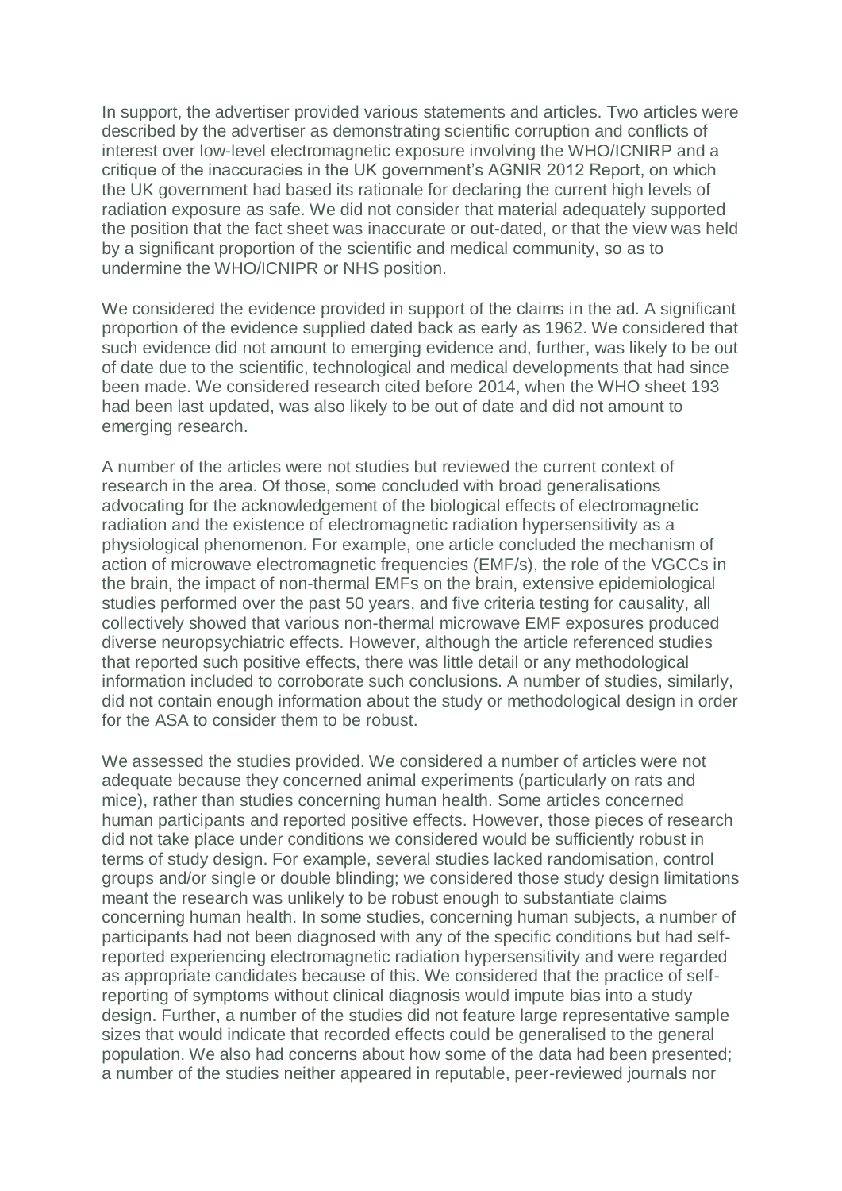In support, the advertiser provided various statements and articles. Two articles were described by the advertiser as demonstrating scientific corruption and conflicts of interest over low-level electromagnetic exposure involving the WHO/ICNIRP and a critique of the inaccuracies in the UK government's AGNIR 2012 Report, on which the UK government had based its rationale for declaring the current high levels of radiation exposure as safe. We did not consider that material adequately supported the position that the fact sheet was inaccurate or out-dated, or that the view was held by a significant proportion of the scientific and medical community, so as to undermine the WHO/ICNIPR or NHS position.

We considered the evidence provided in support of the claims in the ad. A significant proportion of the evidence supplied dated back as early as 1962. We considered that such evidence did not amount to emerging evidence and, further, was likely to be out of date due to the scientific, technological and medical developments that had since been made. We considered research cited before 2014, when the WHO sheet 193 had been last updated, was also likely to be out of date and did not amount to emerging research.

A number of the articles were not studies but reviewed the current context of research in the area. Of those, some concluded with broad generalisations advocating for the acknowledgement of the biological effects of electromagnetic radiation and the existence of electromagnetic radiation hypersensitivity as a physiological phenomenon. For example, one article concluded the mechanism of action of microwave electromagnetic frequencies (EMF/s), the role of the VGCCs in the brain, the impact of non-thermal EMFs on the brain, extensive epidemiological studies performed over the past 50 years, and five criteria testing for causality, all collectively showed that various non-thermal microwave EMF exposures produced diverse neuropsychiatric effects. However, although the article referenced studies that reported such positive effects, there was little detail or any methodological information included to corroborate such conclusions. A number of studies, similarly, did not contain enough information about the study or methodological design in order for the ASA to consider them to be robust.

We assessed the studies provided. We considered a number of articles were not adequate because they concerned animal experiments (particularly on rats and mice), rather than studies concerning human health. Some articles concerned human participants and reported positive effects. However, those pieces of research did not take place under conditions we considered would be sufficiently robust in terms of study design. For example, several studies lacked randomisation, control groups and/or single or double blinding; we considered those study design limitations meant the research was unlikely to be robust enough to substantiate claims concerning human health. In some studies, concerning human subjects, a number of participants had not been diagnosed with any of the specific conditions but had self-reported experiencing electromagnetic radiation hypersensitivity and were regarded as appropriate candidates because of this. We considered that the practice of self-reporting of symptoms without clinical diagnosis would impute bias into a study design. Further, a number of the studies did not feature large representative sample sizes that would indicate that recorded effects could be generalised to the general population. We also had concerns about how some of the data had been presented; a number of the studies neither appeared in reputable, peer-reviewed journals nor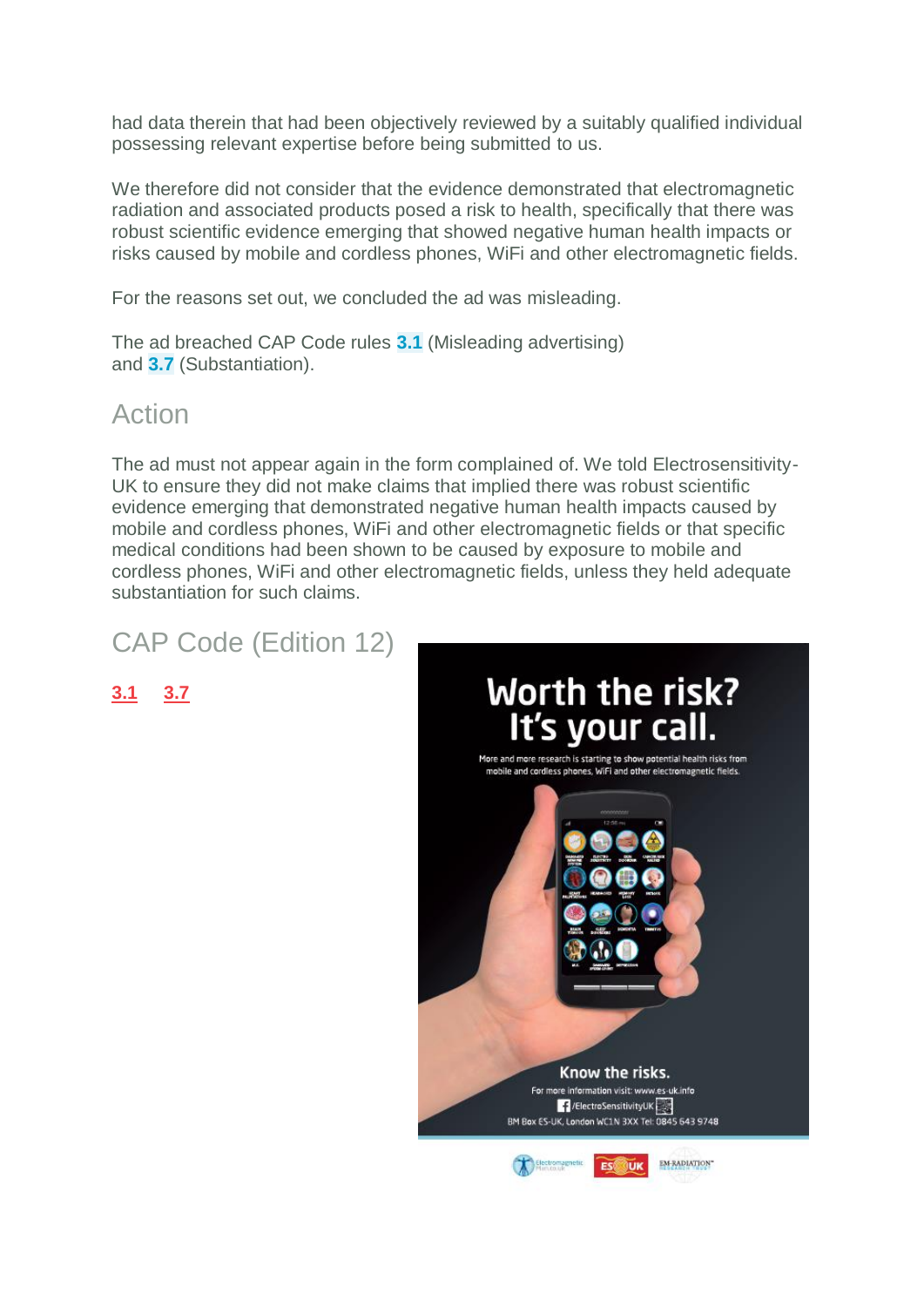had data therein that had been objectively reviewed by a suitably qualified individual possessing relevant expertise before being submitted to us.

We therefore did not consider that the evidence demonstrated that electromagnetic radiation and associated products posed a risk to health, specifically that there was robust scientific evidence emerging that showed negative human health impacts or risks caused by mobile and cordless phones, WiFi and other electromagnetic fields.

For the reasons set out, we concluded the ad was misleading.

The ad breached CAP Code rules **3.1** (Misleading advertising) and **3.7** (Substantiation).

## Action

The ad must not appear again in the form complained of. We told Electrosensitivity-UK to ensure they did not make claims that implied there was robust scientific evidence emerging that demonstrated negative human health impacts caused by mobile and cordless phones, WiFi and other electromagnetic fields or that specific medical conditions had been shown to be caused by exposure to mobile and cordless phones, WiFi and other electromagnetic fields, unless they held adequate substantiation for such claims.

## CAP Code (Edition 12)

3.1 3.7

Worth the risk?
It's your call.

More and more research is starting to show potential health risks from mobile and cordless phones, WiFi and other electromagnetic fields.

Know the risks.

For more information visit: www.es-uk.info

/ElectroSensitivityUK

BM Box ES-UK, London WC1N 3XX Tel: 0845 643 9748